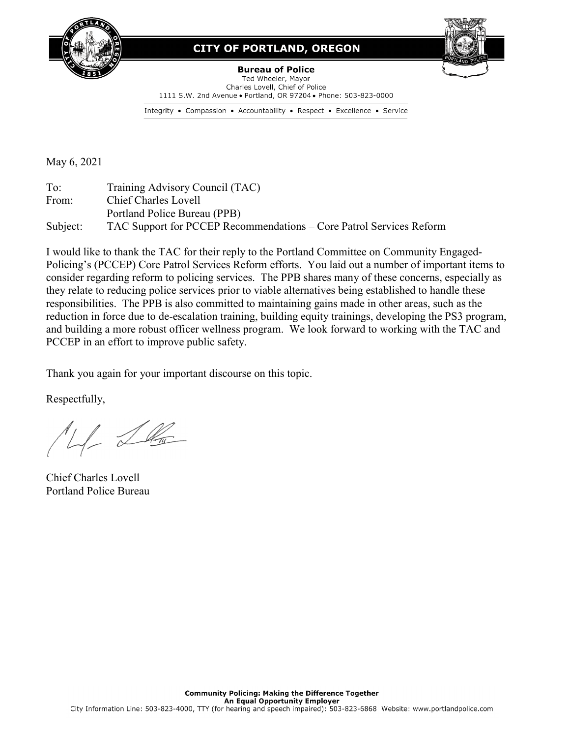**CITY OF PORTLAND, OREGON**

**Bureau of Police**
Ted Wheeler, Mayor
Charles Lovell, Chief of Police
1111 S.W. 2nd Avenue • Portland, OR 97204 • Phone: 503-823-0000

Integrity • Compassion • Accountability • Respect • Excellence • Service

May 6, 2021

To: Training Advisory Council (TAC)
From: Chief Charles Lovell
Portland Police Bureau (PPB)
Subject: TAC Support for PCCEP Recommendations – Core Patrol Services Reform

I would like to thank the TAC for their reply to the Portland Committee on Community Engaged-Policing's (PCCEP) Core Patrol Services Reform efforts. You laid out a number of important items to consider regarding reform to policing services. The PPB shares many of these concerns, especially as they relate to reducing police services prior to viable alternatives being established to handle these responsibilities. The PPB is also committed to maintaining gains made in other areas, such as the reduction in force due to de-escalation training, building equity trainings, developing the PS3 program, and building a more robust officer wellness program. We look forward to working with the TAC and PCCEP in an effort to improve public safety.

Thank you again for your important discourse on this topic.

Respectfully,

Chief Charles Lovell
Portland Police Bureau

**Community Policing: Making the Difference Together**
**An Equal Opportunity Employer**
City Information Line: 503-823-4000, TTY (for hearing and speech impaired): 503-823-6868 Website: www.portlandpolice.com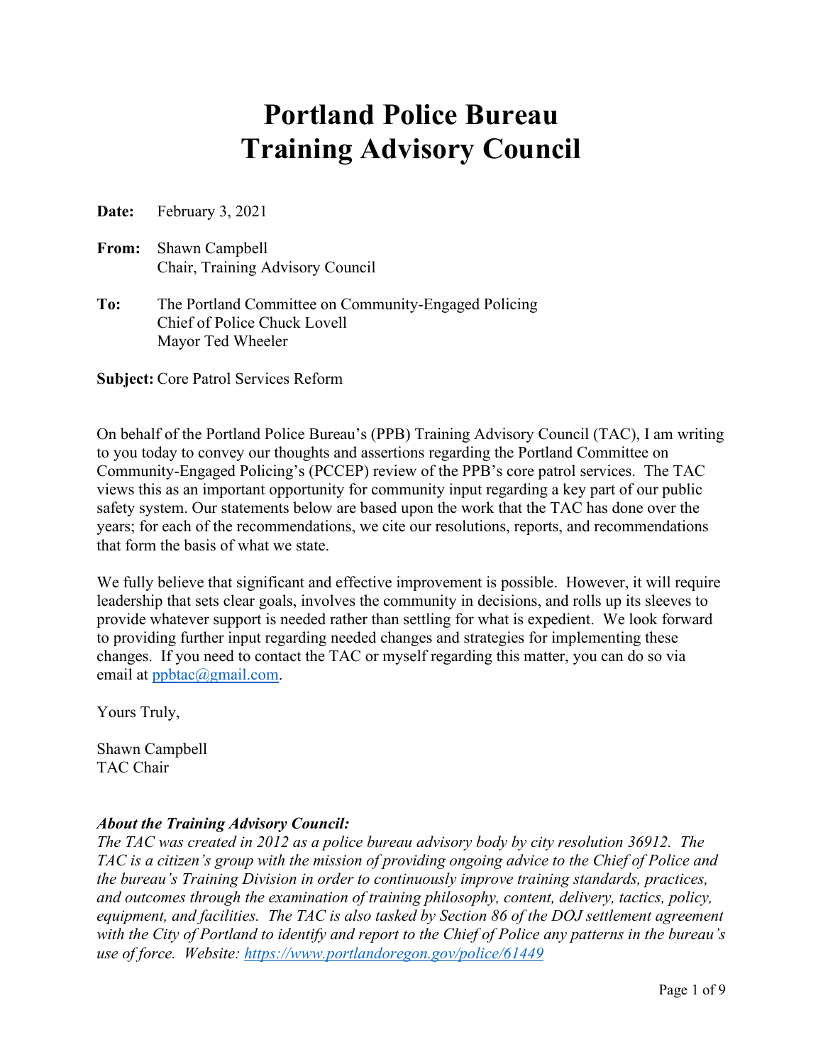# Portland Police Bureau
# Training Advisory Council

**Date:** February 3, 2021

**From:** Shawn Campbell
Chair, Training Advisory Council

**To:** The Portland Committee on Community-Engaged Policing
Chief of Police Chuck Lovell
Mayor Ted Wheeler

**Subject:** Core Patrol Services Reform

On behalf of the Portland Police Bureau's (PPB) Training Advisory Council (TAC), I am writing to you today to convey our thoughts and assertions regarding the Portland Committee on Community-Engaged Policing's (PCCEP) review of the PPB's core patrol services. The TAC views this as an important opportunity for community input regarding a key part of our public safety system. Our statements below are based upon the work that the TAC has done over the years; for each of the recommendations, we cite our resolutions, reports, and recommendations that form the basis of what we state.

We fully believe that significant and effective improvement is possible. However, it will require leadership that sets clear goals, involves the community in decisions, and rolls up its sleeves to provide whatever support is needed rather than settling for what is expedient. We look forward to providing further input regarding needed changes and strategies for implementing these changes. If you need to contact the TAC or myself regarding this matter, you can do so via email at [ppbtac@gmail.com](mailto:ppbtac@gmail.com).

Yours Truly,

Shawn Campbell
TAC Chair

***About the Training Advisory Council:***
*The TAC was created in 2012 as a police bureau advisory body by city resolution 36912. The TAC is a citizen's group with the mission of providing ongoing advice to the Chief of Police and the bureau's Training Division in order to continuously improve training standards, practices, and outcomes through the examination of training philosophy, content, delivery, tactics, policy, equipment, and facilities. The TAC is also tasked by Section 86 of the DOJ settlement agreement with the City of Portland to identify and report to the Chief of Police any patterns in the bureau's use of force. Website: [https://www.portlandoregon.gov/police/61449](https://www.portlandoregon.gov/police/61449)*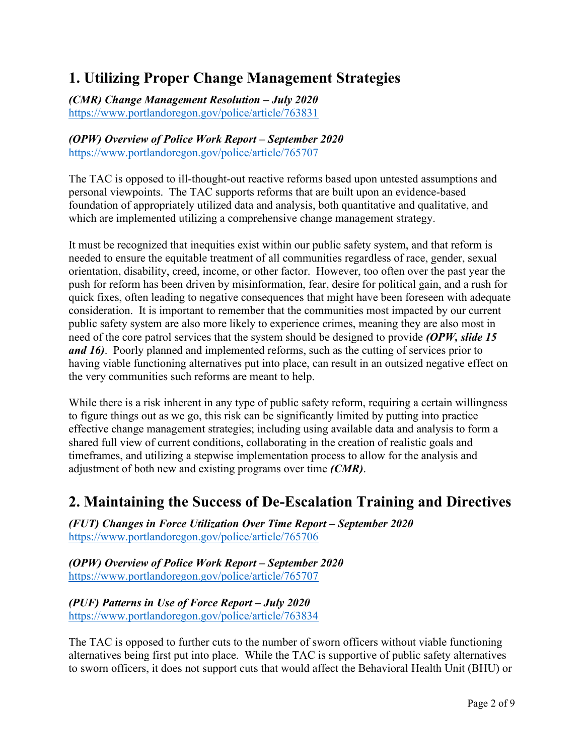## 1. Utilizing Proper Change Management Strategies

***(CMR) Change Management Resolution – July 2020***
https://www.portlandoregon.gov/police/article/763831

***(OPW) Overview of Police Work Report – September 2020***
https://www.portlandoregon.gov/police/article/765707

The TAC is opposed to ill-thought-out reactive reforms based upon untested assumptions and personal viewpoints. The TAC supports reforms that are built upon an evidence-based foundation of appropriately utilized data and analysis, both quantitative and qualitative, and which are implemented utilizing a comprehensive change management strategy.

It must be recognized that inequities exist within our public safety system, and that reform is needed to ensure the equitable treatment of all communities regardless of race, gender, sexual orientation, disability, creed, income, or other factor. However, too often over the past year the push for reform has been driven by misinformation, fear, desire for political gain, and a rush for quick fixes, often leading to negative consequences that might have been foreseen with adequate consideration. It is important to remember that the communities most impacted by our current public safety system are also more likely to experience crimes, meaning they are also most in need of the core patrol services that the system should be designed to provide ***(OPW, slide 15 and 16)***. Poorly planned and implemented reforms, such as the cutting of services prior to having viable functioning alternatives put into place, can result in an outsized negative effect on the very communities such reforms are meant to help.

While there is a risk inherent in any type of public safety reform, requiring a certain willingness to figure things out as we go, this risk can be significantly limited by putting into practice effective change management strategies; including using available data and analysis to form a shared full view of current conditions, collaborating in the creation of realistic goals and timeframes, and utilizing a stepwise implementation process to allow for the analysis and adjustment of both new and existing programs over time ***(CMR)***.

## 2. Maintaining the Success of De-Escalation Training and Directives

***(FUT) Changes in Force Utilization Over Time Report – September 2020***
https://www.portlandoregon.gov/police/article/765706

***(OPW) Overview of Police Work Report – September 2020***
https://www.portlandoregon.gov/police/article/765707

***(PUF) Patterns in Use of Force Report – July 2020***
https://www.portlandoregon.gov/police/article/763834

The TAC is opposed to further cuts to the number of sworn officers without viable functioning alternatives being first put into place. While the TAC is supportive of public safety alternatives to sworn officers, it does not support cuts that would affect the Behavioral Health Unit (BHU) or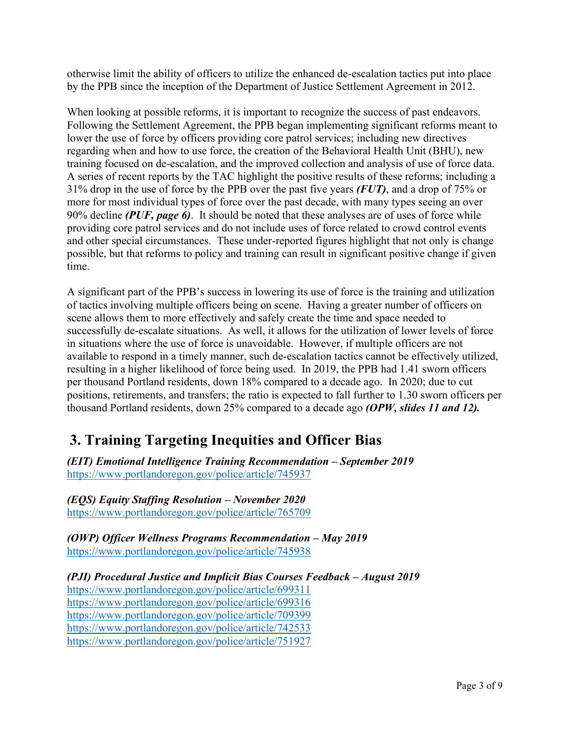otherwise limit the ability of officers to utilize the enhanced de-escalation tactics put into place by the PPB since the inception of the Department of Justice Settlement Agreement in 2012.

When looking at possible reforms, it is important to recognize the success of past endeavors. Following the Settlement Agreement, the PPB began implementing significant reforms meant to lower the use of force by officers providing core patrol services; including new directives regarding when and how to use force, the creation of the Behavioral Health Unit (BHU), new training focused on de-escalation, and the improved collection and analysis of use of force data. A series of recent reports by the TAC highlight the positive results of these reforms; including a 31% drop in the use of force by the PPB over the past five years ***(FUT)***, and a drop of 75% or more for most individual types of force over the past decade, with many types seeing an over 90% decline ***(PUF, page 6)***. It should be noted that these analyses are of uses of force while providing core patrol services and do not include uses of force related to crowd control events and other special circumstances. These under-reported figures highlight that not only is change possible, but that reforms to policy and training can result in significant positive change if given time.

A significant part of the PPB's success in lowering its use of force is the training and utilization of tactics involving multiple officers being on scene. Having a greater number of officers on scene allows them to more effectively and safely create the time and space needed to successfully de-escalate situations. As well, it allows for the utilization of lower levels of force in situations where the use of force is unavoidable. However, if multiple officers are not available to respond in a timely manner, such de-escalation tactics cannot be effectively utilized, resulting in a higher likelihood of force being used. In 2019, the PPB had 1.41 sworn officers per thousand Portland residents, down 18% compared to a decade ago. In 2020; due to cut positions, retirements, and transfers; the ratio is expected to fall further to 1.30 sworn officers per thousand Portland residents, down 25% compared to a decade ago ***(OPW, slides 11 and 12).***

## 3. Training Targeting Inequities and Officer Bias

***(EIT) Emotional Intelligence Training Recommendation – September 2019***
https://www.portlandoregon.gov/police/article/745937

***(EQS) Equity Staffing Resolution – November 2020***
https://www.portlandoregon.gov/police/article/765709

***(OWP) Officer Wellness Programs Recommendation – May 2019***
https://www.portlandoregon.gov/police/article/745938

***(PJI) Procedural Justice and Implicit Bias Courses Feedback – August 2019***
https://www.portlandoregon.gov/police/article/699311
https://www.portlandoregon.gov/police/article/699316
https://www.portlandoregon.gov/police/article/709399
https://www.portlandoregon.gov/police/article/742533
https://www.portlandoregon.gov/police/article/751927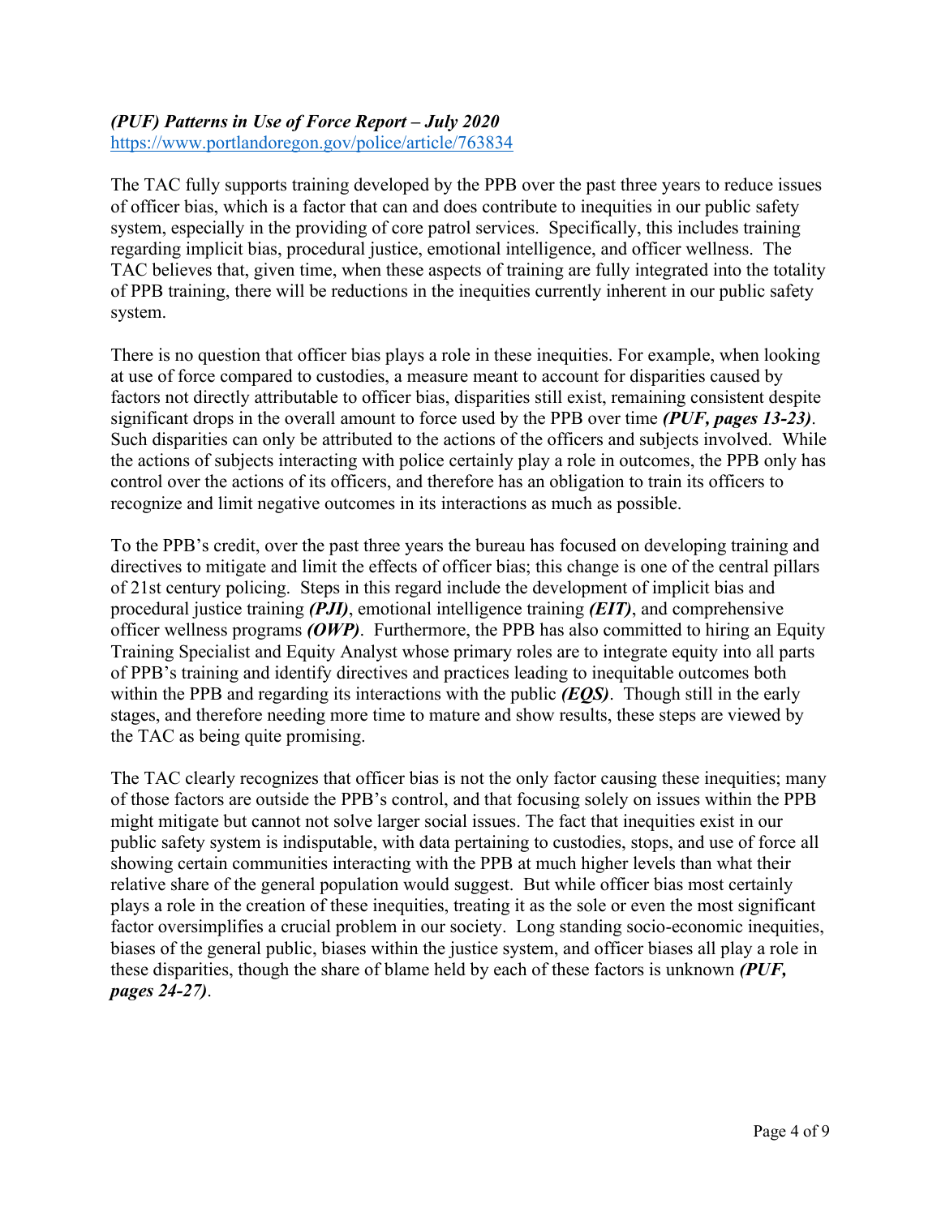***(PUF) Patterns in Use of Force Report – July 2020***
https://www.portlandoregon.gov/police/article/763834

The TAC fully supports training developed by the PPB over the past three years to reduce issues of officer bias, which is a factor that can and does contribute to inequities in our public safety system, especially in the providing of core patrol services. Specifically, this includes training regarding implicit bias, procedural justice, emotional intelligence, and officer wellness. The TAC believes that, given time, when these aspects of training are fully integrated into the totality of PPB training, there will be reductions in the inequities currently inherent in our public safety system.

There is no question that officer bias plays a role in these inequities. For example, when looking at use of force compared to custodies, a measure meant to account for disparities caused by factors not directly attributable to officer bias, disparities still exist, remaining consistent despite significant drops in the overall amount to force used by the PPB over time ***(PUF, pages 13-23)***. Such disparities can only be attributed to the actions of the officers and subjects involved. While the actions of subjects interacting with police certainly play a role in outcomes, the PPB only has control over the actions of its officers, and therefore has an obligation to train its officers to recognize and limit negative outcomes in its interactions as much as possible.

To the PPB's credit, over the past three years the bureau has focused on developing training and directives to mitigate and limit the effects of officer bias; this change is one of the central pillars of 21st century policing. Steps in this regard include the development of implicit bias and procedural justice training ***(PJI)***, emotional intelligence training ***(EIT)***, and comprehensive officer wellness programs ***(OWP)***. Furthermore, the PPB has also committed to hiring an Equity Training Specialist and Equity Analyst whose primary roles are to integrate equity into all parts of PPB's training and identify directives and practices leading to inequitable outcomes both within the PPB and regarding its interactions with the public ***(EQS)***. Though still in the early stages, and therefore needing more time to mature and show results, these steps are viewed by the TAC as being quite promising.

The TAC clearly recognizes that officer bias is not the only factor causing these inequities; many of those factors are outside the PPB's control, and that focusing solely on issues within the PPB might mitigate but cannot not solve larger social issues. The fact that inequities exist in our public safety system is indisputable, with data pertaining to custodies, stops, and use of force all showing certain communities interacting with the PPB at much higher levels than what their relative share of the general population would suggest. But while officer bias most certainly plays a role in the creation of these inequities, treating it as the sole or even the most significant factor oversimplifies a crucial problem in our society. Long standing socio-economic inequities, biases of the general public, biases within the justice system, and officer biases all play a role in these disparities, though the share of blame held by each of these factors is unknown ***(PUF, pages 24-27)***.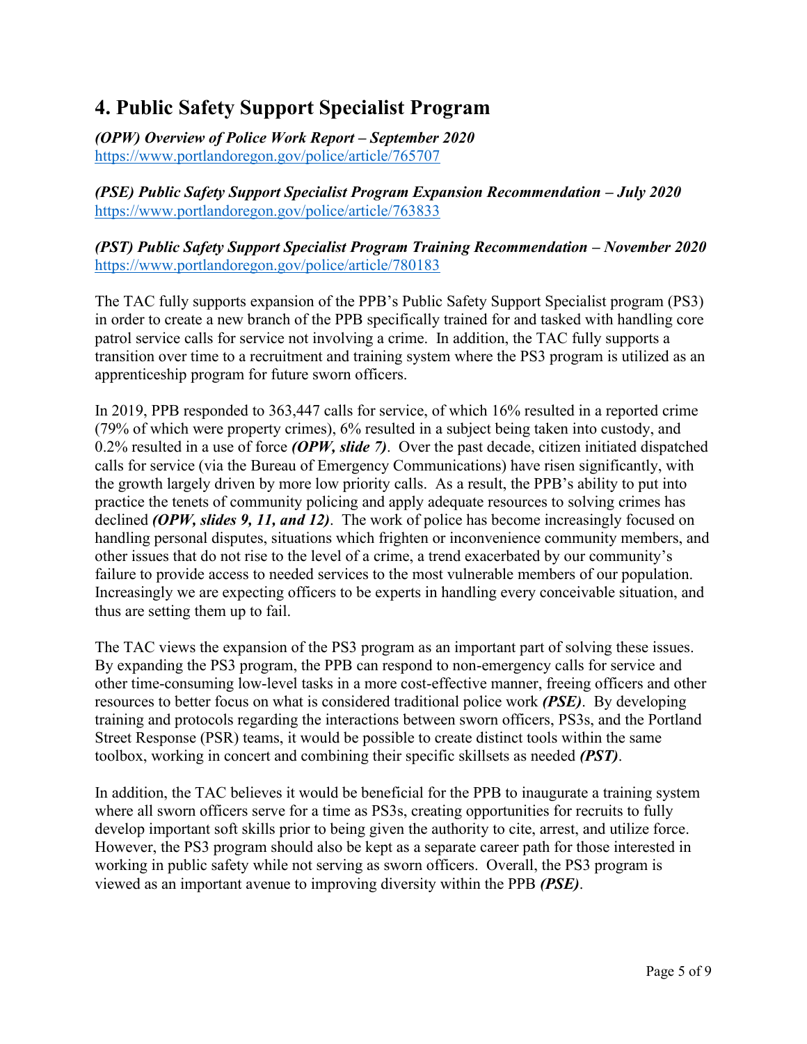## 4. Public Safety Support Specialist Program

***(OPW) Overview of Police Work Report – September 2020***
https://www.portlandoregon.gov/police/article/765707

***(PSE) Public Safety Support Specialist Program Expansion Recommendation – July 2020***
https://www.portlandoregon.gov/police/article/763833

***(PST) Public Safety Support Specialist Program Training Recommendation – November 2020***
https://www.portlandoregon.gov/police/article/780183

The TAC fully supports expansion of the PPB's Public Safety Support Specialist program (PS3) in order to create a new branch of the PPB specifically trained for and tasked with handling core patrol service calls for service not involving a crime. In addition, the TAC fully supports a transition over time to a recruitment and training system where the PS3 program is utilized as an apprenticeship program for future sworn officers.

In 2019, PPB responded to 363,447 calls for service, of which 16% resulted in a reported crime (79% of which were property crimes), 6% resulted in a subject being taken into custody, and 0.2% resulted in a use of force ***(OPW, slide 7)***. Over the past decade, citizen initiated dispatched calls for service (via the Bureau of Emergency Communications) have risen significantly, with the growth largely driven by more low priority calls. As a result, the PPB's ability to put into practice the tenets of community policing and apply adequate resources to solving crimes has declined ***(OPW, slides 9, 11, and 12)***. The work of police has become increasingly focused on handling personal disputes, situations which frighten or inconvenience community members, and other issues that do not rise to the level of a crime, a trend exacerbated by our community's failure to provide access to needed services to the most vulnerable members of our population. Increasingly we are expecting officers to be experts in handling every conceivable situation, and thus are setting them up to fail.

The TAC views the expansion of the PS3 program as an important part of solving these issues. By expanding the PS3 program, the PPB can respond to non-emergency calls for service and other time-consuming low-level tasks in a more cost-effective manner, freeing officers and other resources to better focus on what is considered traditional police work ***(PSE)***. By developing training and protocols regarding the interactions between sworn officers, PS3s, and the Portland Street Response (PSR) teams, it would be possible to create distinct tools within the same toolbox, working in concert and combining their specific skillsets as needed ***(PST)***.

In addition, the TAC believes it would be beneficial for the PPB to inaugurate a training system where all sworn officers serve for a time as PS3s, creating opportunities for recruits to fully develop important soft skills prior to being given the authority to cite, arrest, and utilize force. However, the PS3 program should also be kept as a separate career path for those interested in working in public safety while not serving as sworn officers. Overall, the PS3 program is viewed as an important avenue to improving diversity within the PPB ***(PSE)***.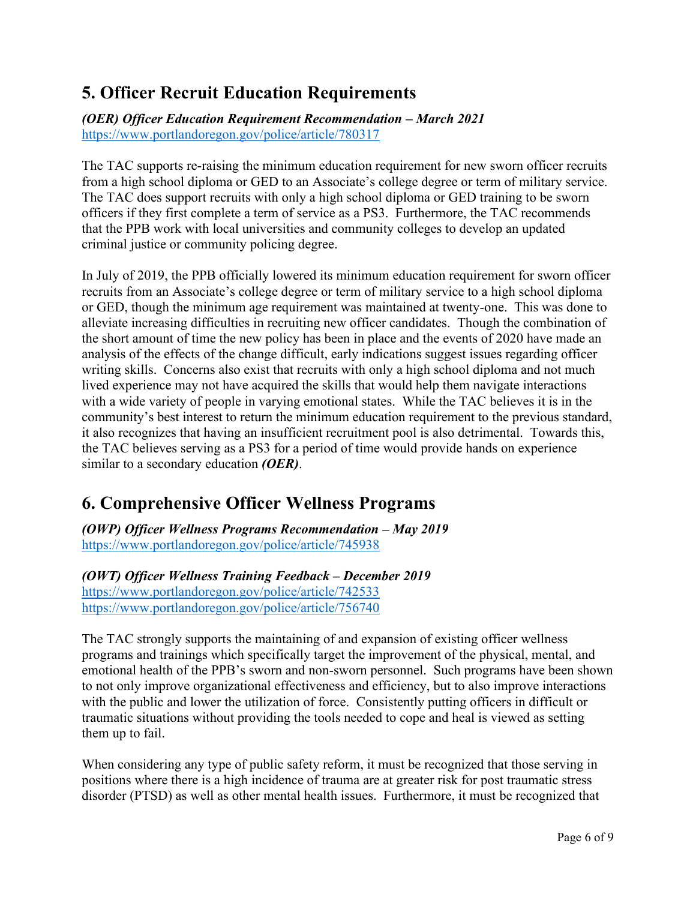## 5. Officer Recruit Education Requirements

***(OER) Officer Education Requirement Recommendation – March 2021***
https://www.portlandoregon.gov/police/article/780317

The TAC supports re-raising the minimum education requirement for new sworn officer recruits from a high school diploma or GED to an Associate's college degree or term of military service. The TAC does support recruits with only a high school diploma or GED training to be sworn officers if they first complete a term of service as a PS3. Furthermore, the TAC recommends that the PPB work with local universities and community colleges to develop an updated criminal justice or community policing degree.

In July of 2019, the PPB officially lowered its minimum education requirement for sworn officer recruits from an Associate's college degree or term of military service to a high school diploma or GED, though the minimum age requirement was maintained at twenty-one. This was done to alleviate increasing difficulties in recruiting new officer candidates. Though the combination of the short amount of time the new policy has been in place and the events of 2020 have made an analysis of the effects of the change difficult, early indications suggest issues regarding officer writing skills. Concerns also exist that recruits with only a high school diploma and not much lived experience may not have acquired the skills that would help them navigate interactions with a wide variety of people in varying emotional states. While the TAC believes it is in the community's best interest to return the minimum education requirement to the previous standard, it also recognizes that having an insufficient recruitment pool is also detrimental. Towards this, the TAC believes serving as a PS3 for a period of time would provide hands on experience similar to a secondary education ***(OER)***.

## 6. Comprehensive Officer Wellness Programs

***(OWP) Officer Wellness Programs Recommendation – May 2019***
https://www.portlandoregon.gov/police/article/745938

***(OWT) Officer Wellness Training Feedback – December 2019***
https://www.portlandoregon.gov/police/article/742533
https://www.portlandoregon.gov/police/article/756740

The TAC strongly supports the maintaining of and expansion of existing officer wellness programs and trainings which specifically target the improvement of the physical, mental, and emotional health of the PPB's sworn and non-sworn personnel. Such programs have been shown to not only improve organizational effectiveness and efficiency, but to also improve interactions with the public and lower the utilization of force. Consistently putting officers in difficult or traumatic situations without providing the tools needed to cope and heal is viewed as setting them up to fail.

When considering any type of public safety reform, it must be recognized that those serving in positions where there is a high incidence of trauma are at greater risk for post traumatic stress disorder (PTSD) as well as other mental health issues. Furthermore, it must be recognized that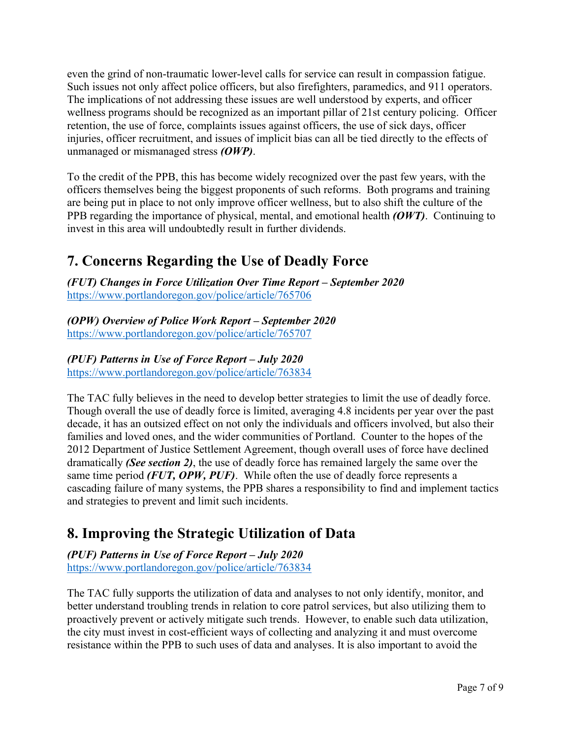even the grind of non-traumatic lower-level calls for service can result in compassion fatigue. Such issues not only affect police officers, but also firefighters, paramedics, and 911 operators. The implications of not addressing these issues are well understood by experts, and officer wellness programs should be recognized as an important pillar of 21st century policing. Officer retention, the use of force, complaints issues against officers, the use of sick days, officer injuries, officer recruitment, and issues of implicit bias can all be tied directly to the effects of unmanaged or mismanaged stress ***(OWP)***.

To the credit of the PPB, this has become widely recognized over the past few years, with the officers themselves being the biggest proponents of such reforms. Both programs and training are being put in place to not only improve officer wellness, but to also shift the culture of the PPB regarding the importance of physical, mental, and emotional health ***(OWT)***. Continuing to invest in this area will undoubtedly result in further dividends.

## 7. Concerns Regarding the Use of Deadly Force

***(FUT) Changes in Force Utilization Over Time Report – September 2020***
https://www.portlandoregon.gov/police/article/765706

***(OPW) Overview of Police Work Report – September 2020***
https://www.portlandoregon.gov/police/article/765707

***(PUF) Patterns in Use of Force Report – July 2020***
https://www.portlandoregon.gov/police/article/763834

The TAC fully believes in the need to develop better strategies to limit the use of deadly force. Though overall the use of deadly force is limited, averaging 4.8 incidents per year over the past decade, it has an outsized effect on not only the individuals and officers involved, but also their families and loved ones, and the wider communities of Portland. Counter to the hopes of the 2012 Department of Justice Settlement Agreement, though overall uses of force have declined dramatically ***(See section 2)***, the use of deadly force has remained largely the same over the same time period ***(FUT, OPW, PUF)***. While often the use of deadly force represents a cascading failure of many systems, the PPB shares a responsibility to find and implement tactics and strategies to prevent and limit such incidents.

## 8. Improving the Strategic Utilization of Data

***(PUF) Patterns in Use of Force Report – July 2020***
https://www.portlandoregon.gov/police/article/763834

The TAC fully supports the utilization of data and analyses to not only identify, monitor, and better understand troubling trends in relation to core patrol services, but also utilizing them to proactively prevent or actively mitigate such trends. However, to enable such data utilization, the city must invest in cost-efficient ways of collecting and analyzing it and must overcome resistance within the PPB to such uses of data and analyses. It is also important to avoid the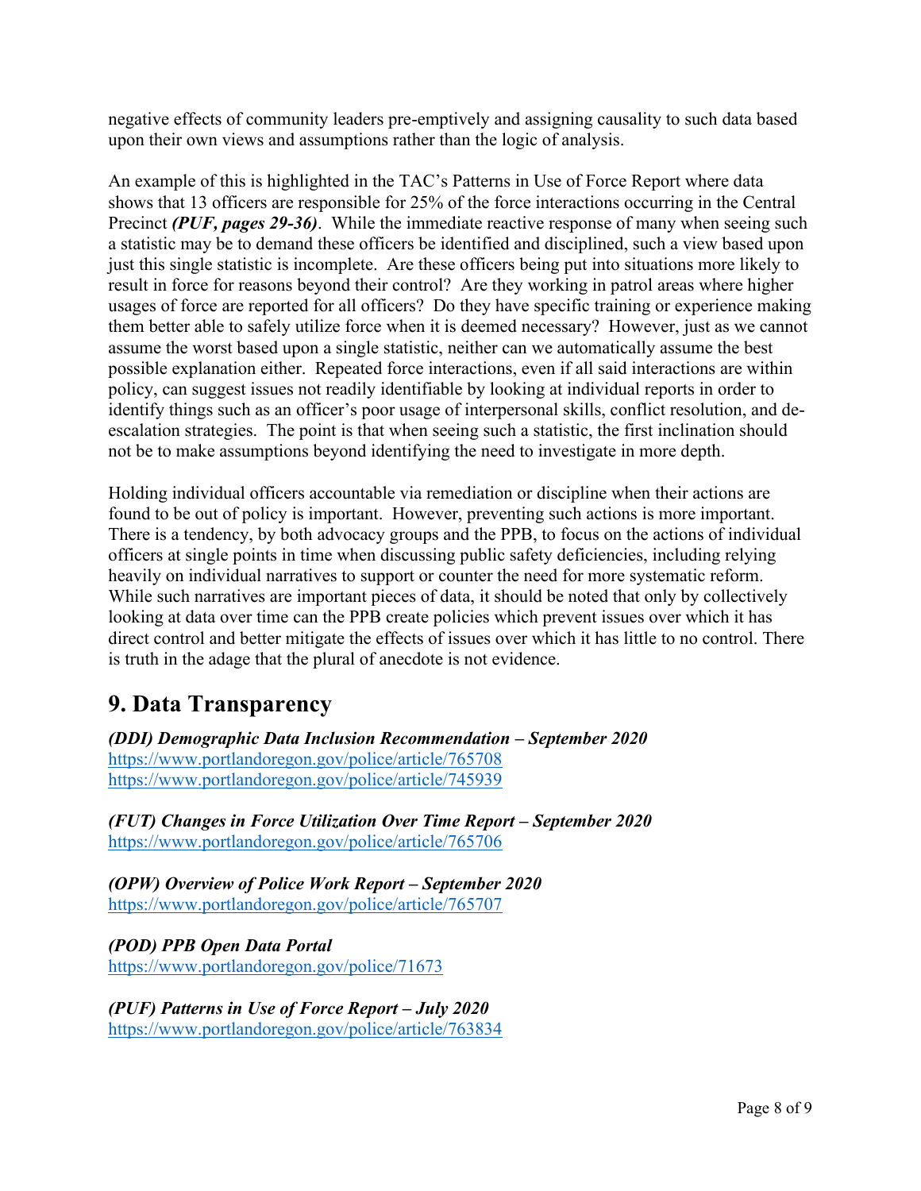negative effects of community leaders pre-emptively and assigning causality to such data based upon their own views and assumptions rather than the logic of analysis.

An example of this is highlighted in the TAC's Patterns in Use of Force Report where data shows that 13 officers are responsible for 25% of the force interactions occurring in the Central Precinct ***(PUF, pages 29-36)***. While the immediate reactive response of many when seeing such a statistic may be to demand these officers be identified and disciplined, such a view based upon just this single statistic is incomplete. Are these officers being put into situations more likely to result in force for reasons beyond their control? Are they working in patrol areas where higher usages of force are reported for all officers? Do they have specific training or experience making them better able to safely utilize force when it is deemed necessary? However, just as we cannot assume the worst based upon a single statistic, neither can we automatically assume the best possible explanation either. Repeated force interactions, even if all said interactions are within policy, can suggest issues not readily identifiable by looking at individual reports in order to identify things such as an officer's poor usage of interpersonal skills, conflict resolution, and de-escalation strategies. The point is that when seeing such a statistic, the first inclination should not be to make assumptions beyond identifying the need to investigate in more depth.

Holding individual officers accountable via remediation or discipline when their actions are found to be out of policy is important. However, preventing such actions is more important. There is a tendency, by both advocacy groups and the PPB, to focus on the actions of individual officers at single points in time when discussing public safety deficiencies, including relying heavily on individual narratives to support or counter the need for more systematic reform. While such narratives are important pieces of data, it should be noted that only by collectively looking at data over time can the PPB create policies which prevent issues over which it has direct control and better mitigate the effects of issues over which it has little to no control. There is truth in the adage that the plural of anecdote is not evidence.

## 9. Data Transparency

***(DDI) Demographic Data Inclusion Recommendation – September 2020***
https://www.portlandoregon.gov/police/article/765708
https://www.portlandoregon.gov/police/article/745939

***(FUT) Changes in Force Utilization Over Time Report – September 2020***
https://www.portlandoregon.gov/police/article/765706

***(OPW) Overview of Police Work Report – September 2020***
https://www.portlandoregon.gov/police/article/765707

***(POD) PPB Open Data Portal***
https://www.portlandoregon.gov/police/71673

***(PUF) Patterns in Use of Force Report – July 2020***
https://www.portlandoregon.gov/police/article/763834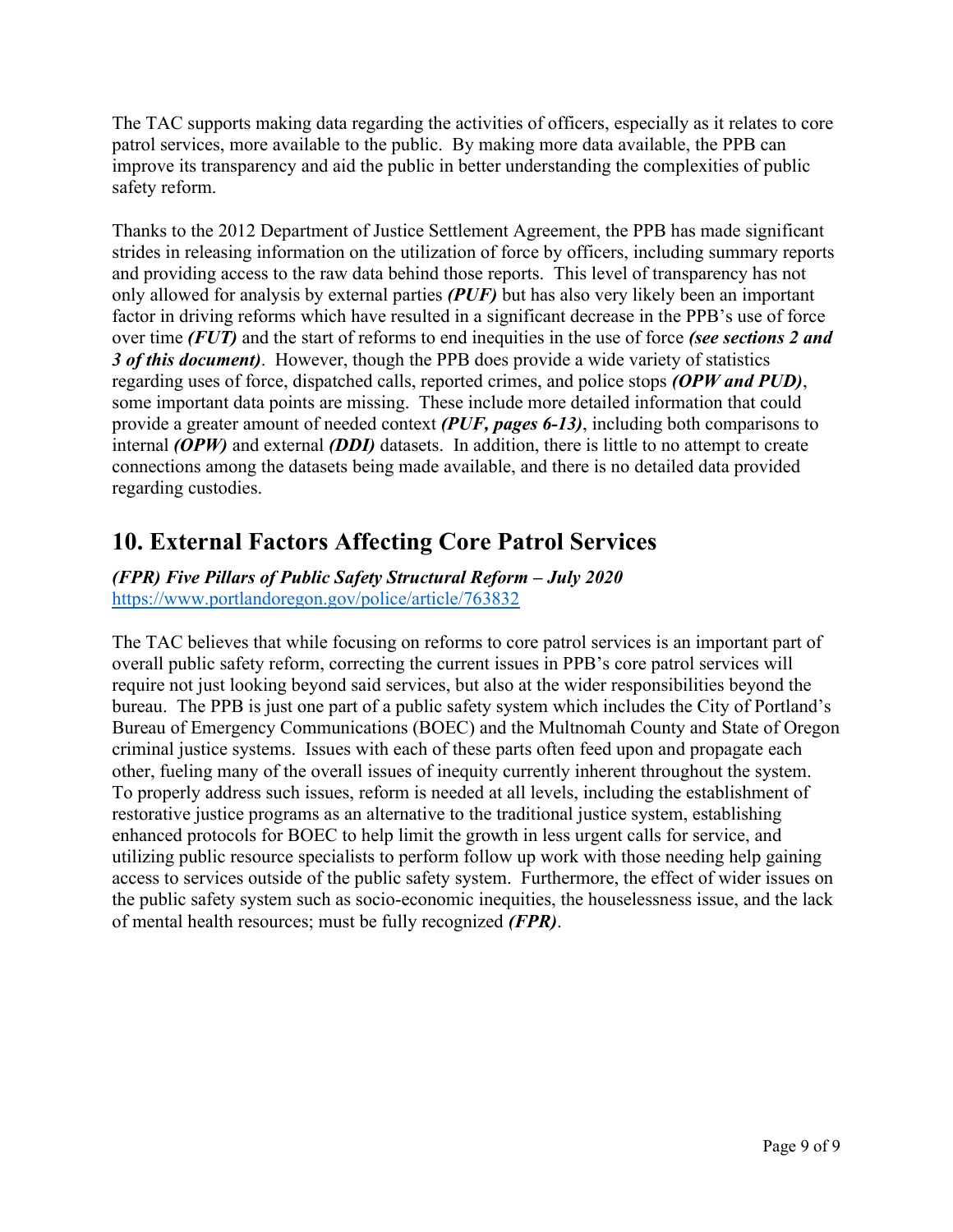The TAC supports making data regarding the activities of officers, especially as it relates to core patrol services, more available to the public. By making more data available, the PPB can improve its transparency and aid the public in better understanding the complexities of public safety reform.

Thanks to the 2012 Department of Justice Settlement Agreement, the PPB has made significant strides in releasing information on the utilization of force by officers, including summary reports and providing access to the raw data behind those reports. This level of transparency has not only allowed for analysis by external parties ***(PUF)*** but has also very likely been an important factor in driving reforms which have resulted in a significant decrease in the PPB's use of force over time ***(FUT)*** and the start of reforms to end inequities in the use of force ***(see sections 2 and 3 of this document)***. However, though the PPB does provide a wide variety of statistics regarding uses of force, dispatched calls, reported crimes, and police stops ***(OPW and PUD)***, some important data points are missing. These include more detailed information that could provide a greater amount of needed context ***(PUF, pages 6-13)***, including both comparisons to internal ***(OPW)*** and external ***(DDI)*** datasets. In addition, there is little to no attempt to create connections among the datasets being made available, and there is no detailed data provided regarding custodies.

## 10. External Factors Affecting Core Patrol Services

***(FPR) Five Pillars of Public Safety Structural Reform – July 2020***
https://www.portlandoregon.gov/police/article/763832

The TAC believes that while focusing on reforms to core patrol services is an important part of overall public safety reform, correcting the current issues in PPB's core patrol services will require not just looking beyond said services, but also at the wider responsibilities beyond the bureau. The PPB is just one part of a public safety system which includes the City of Portland's Bureau of Emergency Communications (BOEC) and the Multnomah County and State of Oregon criminal justice systems. Issues with each of these parts often feed upon and propagate each other, fueling many of the overall issues of inequity currently inherent throughout the system. To properly address such issues, reform is needed at all levels, including the establishment of restorative justice programs as an alternative to the traditional justice system, establishing enhanced protocols for BOEC to help limit the growth in less urgent calls for service, and utilizing public resource specialists to perform follow up work with those needing help gaining access to services outside of the public safety system. Furthermore, the effect of wider issues on the public safety system such as socio-economic inequities, the houselessness issue, and the lack of mental health resources; must be fully recognized ***(FPR)***.